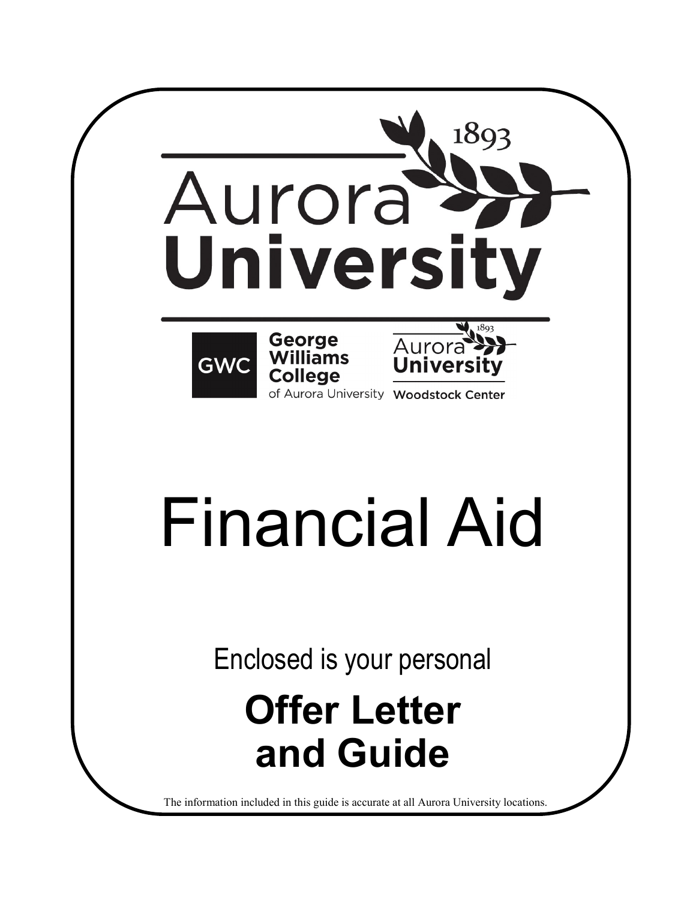1893

# Aurora University

George Williams College of Aurora University

Aurora University Woodstock Center

# Financial Aid

Enclosed is your personal

## Offer Letter and Guide

The information included in this guide is accurate at all Aurora University locations.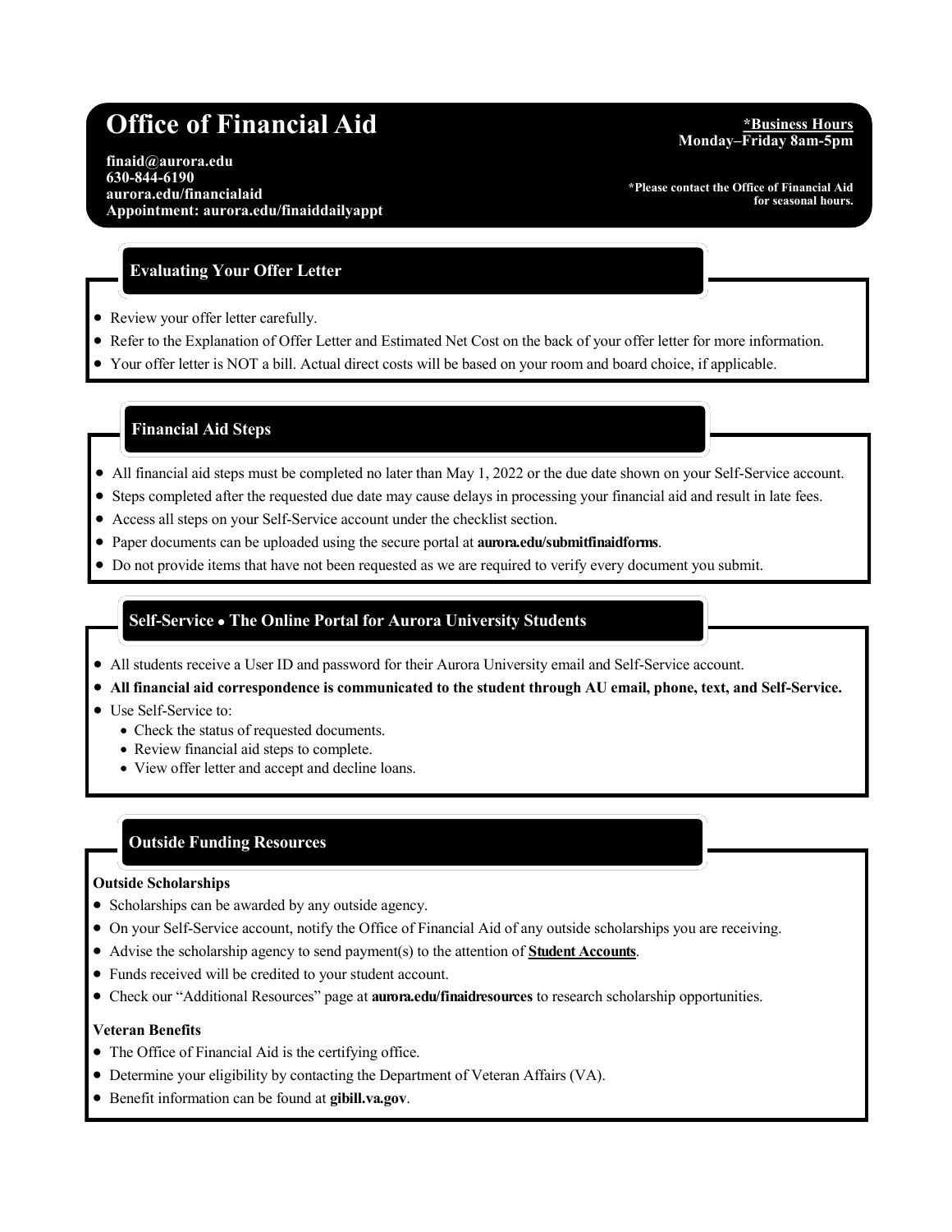# Office of Financial Aid

**finaid@aurora.edu**
**630-844-6190**
**aurora.edu/financialaid**
**Appointment: aurora.edu/finaiddailyappt**

**\*Business Hours**
**Monday–Friday 8am-5pm**

**\*Please contact the Office of Financial Aid for seasonal hours.**

## Evaluating Your Offer Letter

- Review your offer letter carefully.
- Refer to the Explanation of Offer Letter and Estimated Net Cost on the back of your offer letter for more information.
- Your offer letter is NOT a bill. Actual direct costs will be based on your room and board choice, if applicable.

## Financial Aid Steps

- All financial aid steps must be completed no later than May 1, 2022 or the due date shown on your Self-Service account.
- Steps completed after the requested due date may cause delays in processing your financial aid and result in late fees.
- Access all steps on your Self-Service account under the checklist section.
- Paper documents can be uploaded using the secure portal at **aurora.edu/submitfinaidforms**.
- Do not provide items that have not been requested as we are required to verify every document you submit.

## Self-Service • The Online Portal for Aurora University Students

- All students receive a User ID and password for their Aurora University email and Self-Service account.
- **All financial aid correspondence is communicated to the student through AU email, phone, text, and Self-Service.**
- Use Self-Service to:
  - Check the status of requested documents.
  - Review financial aid steps to complete.
  - View offer letter and accept and decline loans.

## Outside Funding Resources

### Outside Scholarships

- Scholarships can be awarded by any outside agency.
- On your Self-Service account, notify the Office of Financial Aid of any outside scholarships you are receiving.
- Advise the scholarship agency to send payment(s) to the attention of **Student Accounts**.
- Funds received will be credited to your student account.
- Check our "Additional Resources" page at **aurora.edu/finaidresources** to research scholarship opportunities.

### Veteran Benefits

- The Office of Financial Aid is the certifying office.
- Determine your eligibility by contacting the Department of Veteran Affairs (VA).
- Benefit information can be found at **gibill.va.gov**.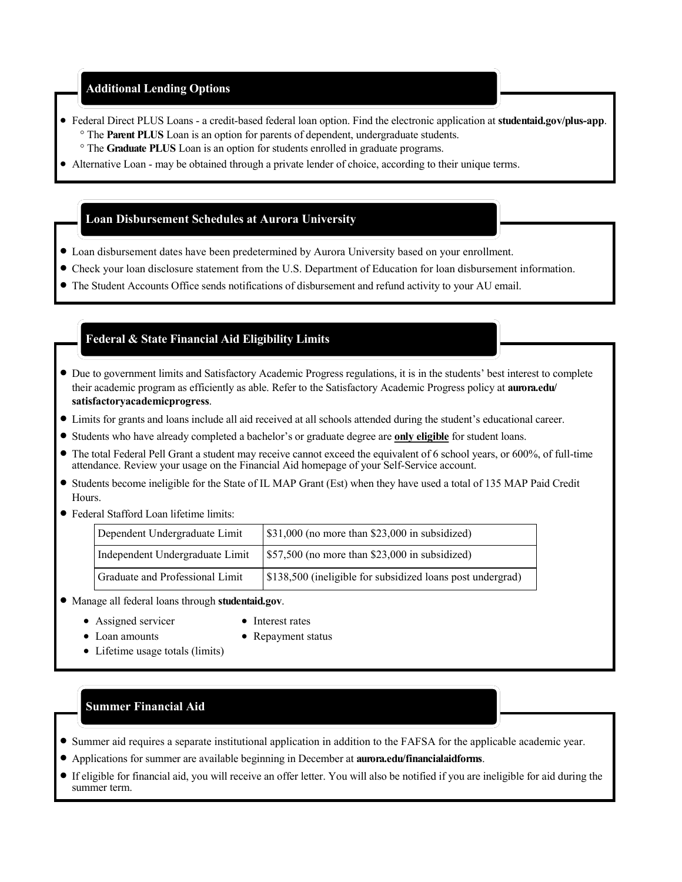## Additional Lending Options

- Federal Direct PLUS Loans - a credit-based federal loan option. Find the electronic application at **studentaid.gov/plus-app**.
  - The **Parent PLUS** Loan is an option for parents of dependent, undergraduate students.
  - The **Graduate PLUS** Loan is an option for students enrolled in graduate programs.
- Alternative Loan - may be obtained through a private lender of choice, according to their unique terms.

## Loan Disbursement Schedules at Aurora University

- Loan disbursement dates have been predetermined by Aurora University based on your enrollment.
- Check your loan disclosure statement from the U.S. Department of Education for loan disbursement information.
- The Student Accounts Office sends notifications of disbursement and refund activity to your AU email.

## Federal & State Financial Aid Eligibility Limits

- Due to government limits and Satisfactory Academic Progress regulations, it is in the students' best interest to complete their academic program as efficiently as able. Refer to the Satisfactory Academic Progress policy at **aurora.edu/satisfactoryacademicprogress**.
- Limits for grants and loans include all aid received at all schools attended during the student's educational career.
- Students who have already completed a bachelor's or graduate degree are **only eligible** for student loans.
- The total Federal Pell Grant a student may receive cannot exceed the equivalent of 6 school years, or 600%, of full-time attendance. Review your usage on the Financial Aid homepage of your Self-Service account.
- Students become ineligible for the State of IL MAP Grant (Est) when they have used a total of 135 MAP Paid Credit Hours.
- Federal Stafford Loan lifetime limits:

| | |
|---|---|
| Dependent Undergraduate Limit | $31,000 (no more than $23,000 in subsidized) |
| Independent Undergraduate Limit | $57,500 (no more than $23,000 in subsidized) |
| Graduate and Professional Limit | $138,500 (ineligible for subsidized loans post undergrad) |

- Manage all federal loans through **studentaid.gov**.
  - Assigned servicer
  - Loan amounts
  - Lifetime usage totals (limits)
  - Interest rates
  - Repayment status

## Summer Financial Aid

- Summer aid requires a separate institutional application in addition to the FAFSA for the applicable academic year.
- Applications for summer are available beginning in December at **aurora.edu/financialaidforms**.
- If eligible for financial aid, you will receive an offer letter. You will also be notified if you are ineligible for aid during the summer term.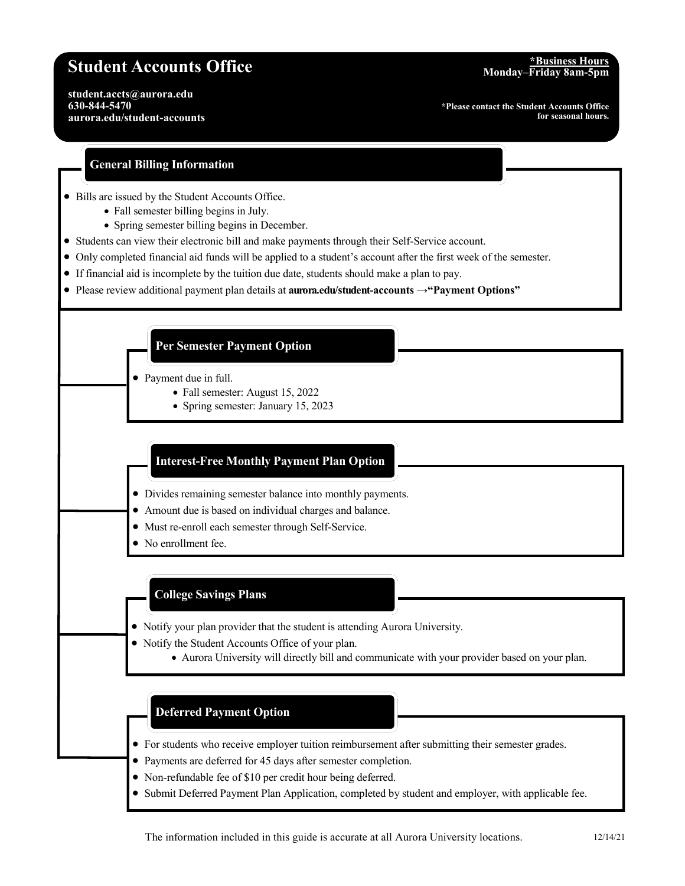# Student Accounts Office

**student.accts@aurora.edu**
**630-844-5470**
**aurora.edu/student-accounts**

**\*Business Hours**
**Monday–Friday 8am-5pm**

**\*Please contact the Student Accounts Office for seasonal hours.**

## General Billing Information

- Bills are issued by the Student Accounts Office.
  - Fall semester billing begins in July.
  - Spring semester billing begins in December.
- Students can view their electronic bill and make payments through their Self-Service account.
- Only completed financial aid funds will be applied to a student's account after the first week of the semester.
- If financial aid is incomplete by the tuition due date, students should make a plan to pay.
- Please review additional payment plan details at **aurora.edu/student-accounts →"Payment Options"**

### Per Semester Payment Option

- Payment due in full.
  - Fall semester: August 15, 2022
  - Spring semester: January 15, 2023

### Interest-Free Monthly Payment Plan Option

- Divides remaining semester balance into monthly payments.
- Amount due is based on individual charges and balance.
- Must re-enroll each semester through Self-Service.
- No enrollment fee.

### College Savings Plans

- Notify your plan provider that the student is attending Aurora University.
- Notify the Student Accounts Office of your plan.
  - Aurora University will directly bill and communicate with your provider based on your plan.

### Deferred Payment Option

- For students who receive employer tuition reimbursement after submitting their semester grades.
- Payments are deferred for 45 days after semester completion.
- Non-refundable fee of $10 per credit hour being deferred.
- Submit Deferred Payment Plan Application, completed by student and employer, with applicable fee.

The information included in this guide is accurate at all Aurora University locations.

12/14/21